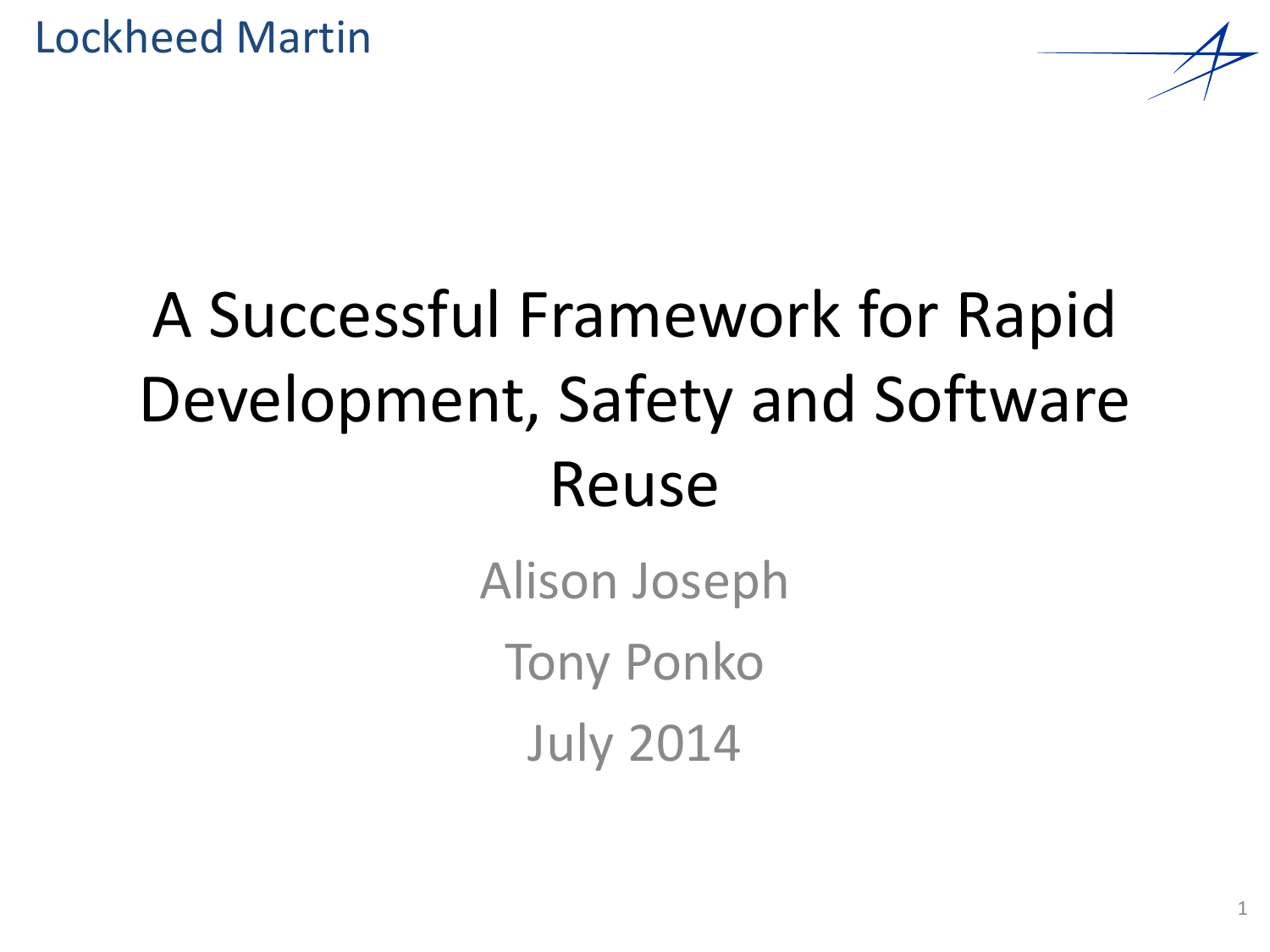Lockheed Martin

# A Successful Framework for Rapid Development, Safety and Software Reuse

Alison Joseph

Tony Ponko

July 2014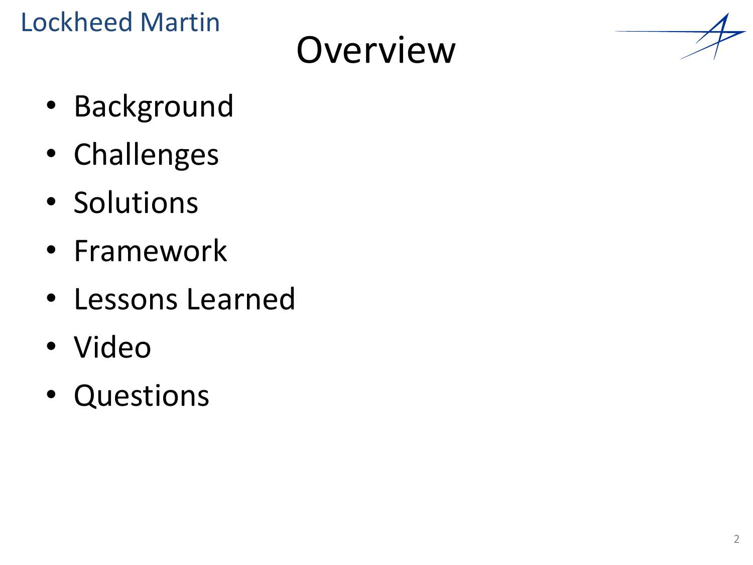# Overview

- Background
- Challenges
- Solutions
- Framework
- Lessons Learned
- Video
- Questions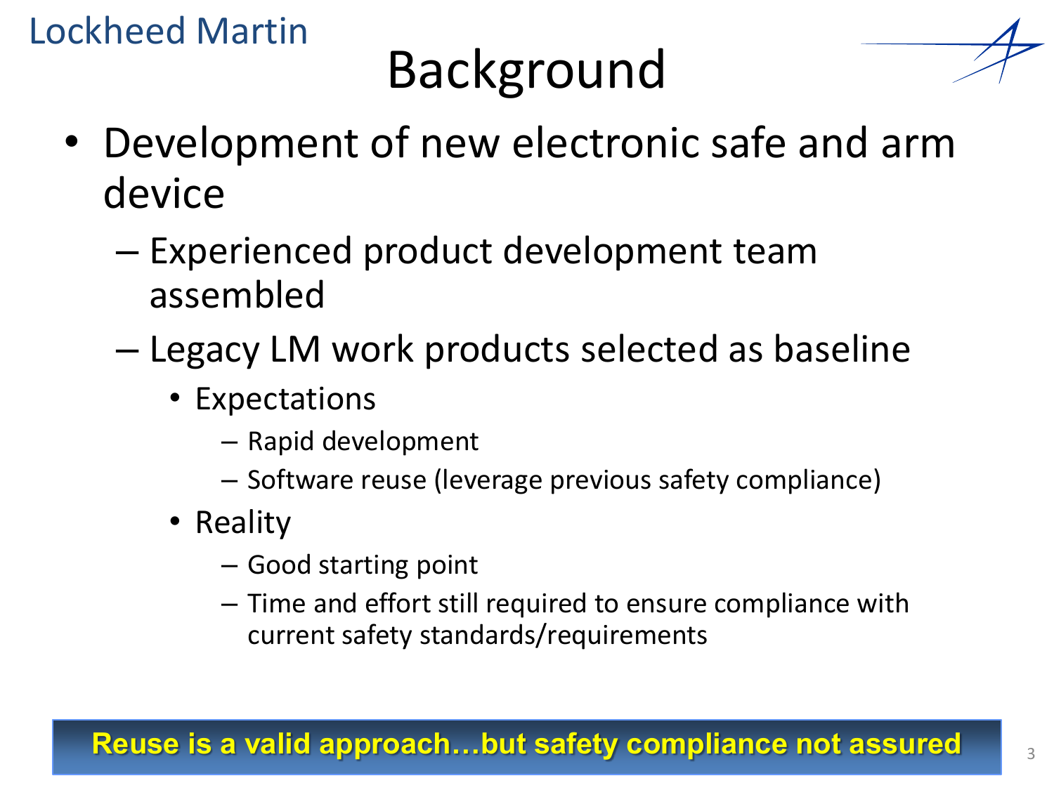# Background

- Development of new electronic safe and arm device
  - Experienced product development team assembled
  - Legacy LM work products selected as baseline
    - Expectations
      - Rapid development
      - Software reuse (leverage previous safety compliance)
    - Reality
      - Good starting point
      - Time and effort still required to ensure compliance with current safety standards/requirements

**Reuse is a valid approach…but safety compliance not assured**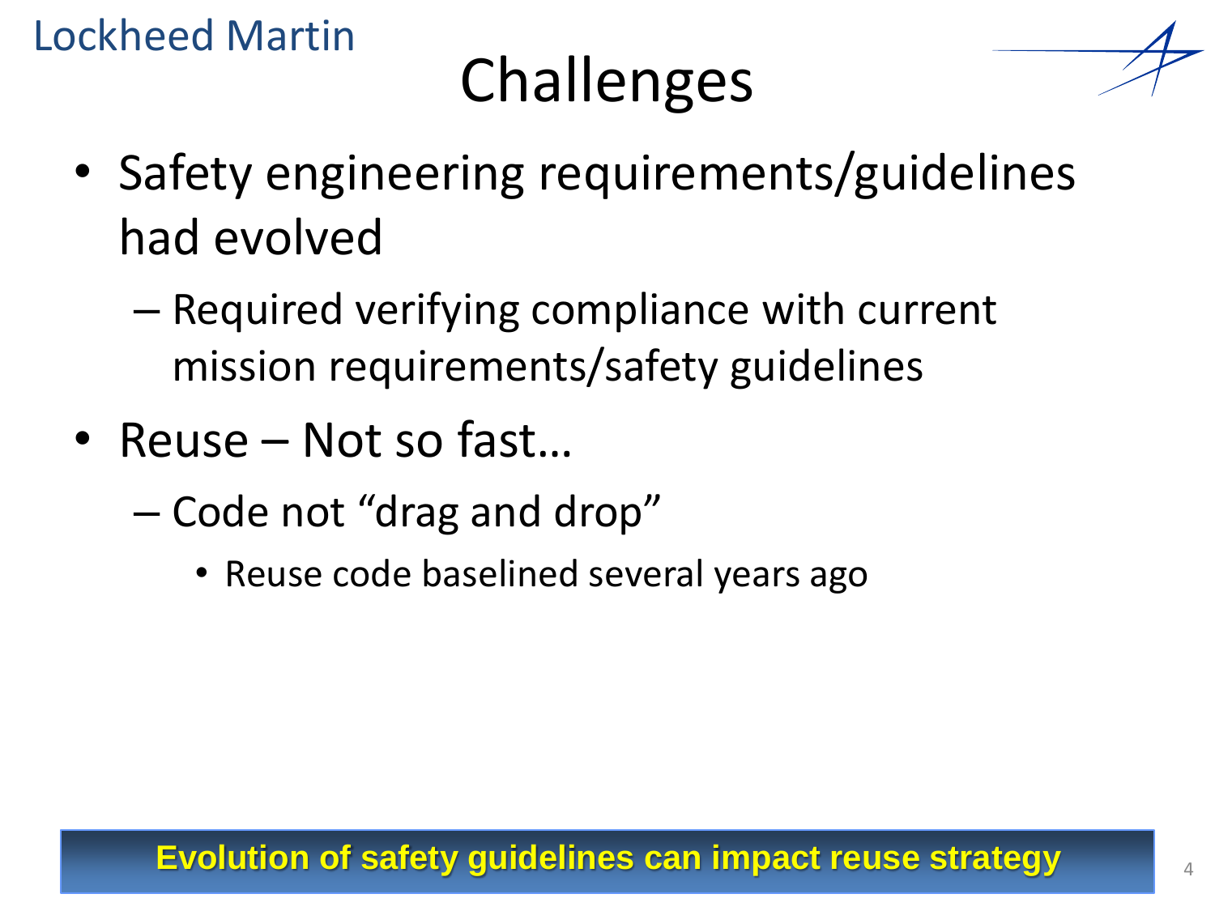# Challenges

- Safety engineering requirements/guidelines had evolved
  - Required verifying compliance with current mission requirements/safety guidelines
- Reuse – Not so fast…
  - Code not "drag and drop"
    - Reuse code baselined several years ago

**Evolution of safety guidelines can impact reuse strategy**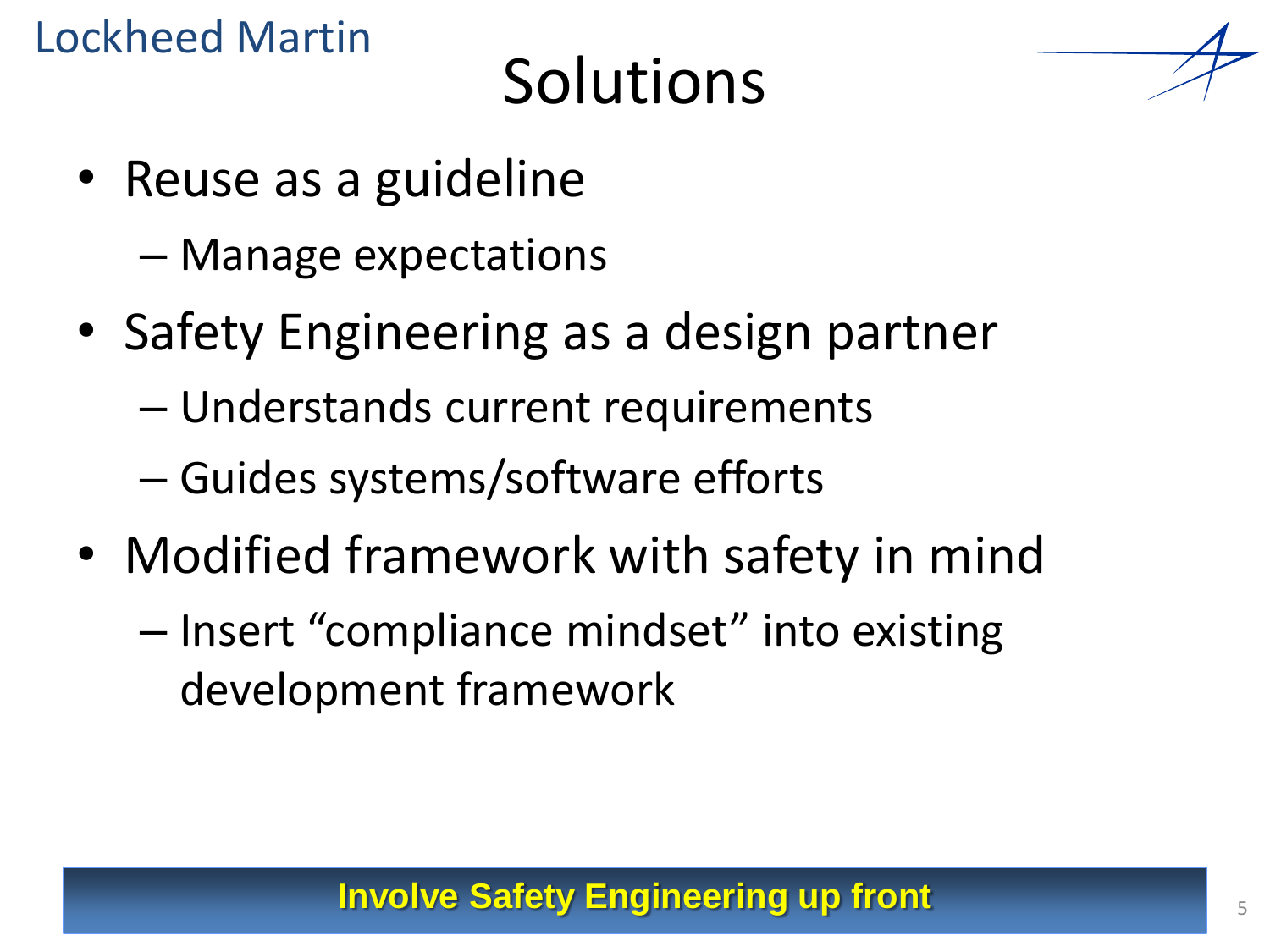# Solutions

- Reuse as a guideline
  - Manage expectations
- Safety Engineering as a design partner
  - Understands current requirements
  - Guides systems/software efforts
- Modified framework with safety in mind
  - Insert "compliance mindset" into existing development framework

**Involve Safety Engineering up front**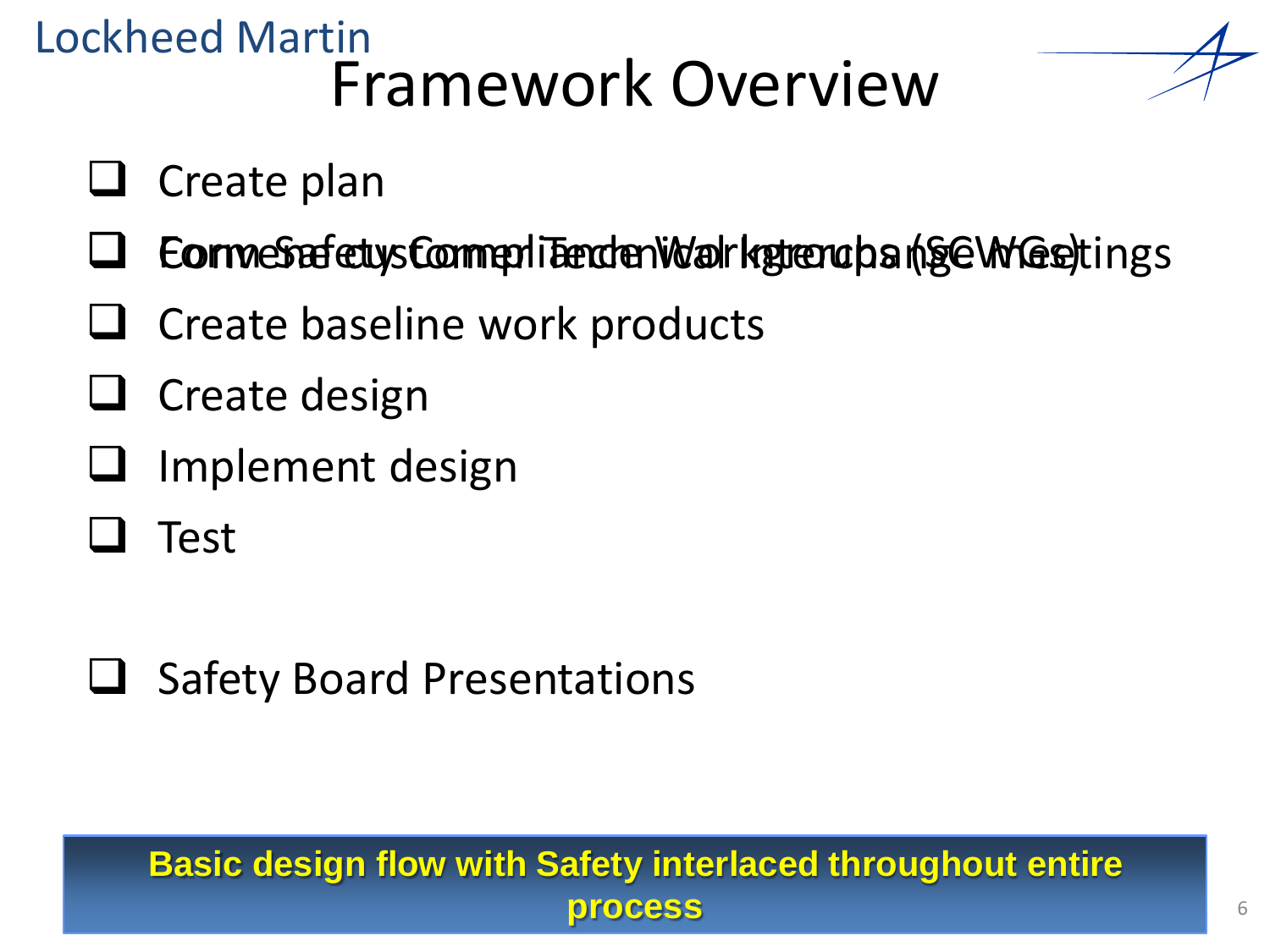# Framework Overview

- ❑ Create plan
- ❑ Form Safety Compliance Working Groups (SCWGs)
- ❑ Convene customer Technical Interchange Meetings
- ❑ Create baseline work products
- ❑ Create design
- ❑ Implement design
- ❑ Test

- ❑ Safety Board Presentations

**Basic design flow with Safety interlaced throughout entire process**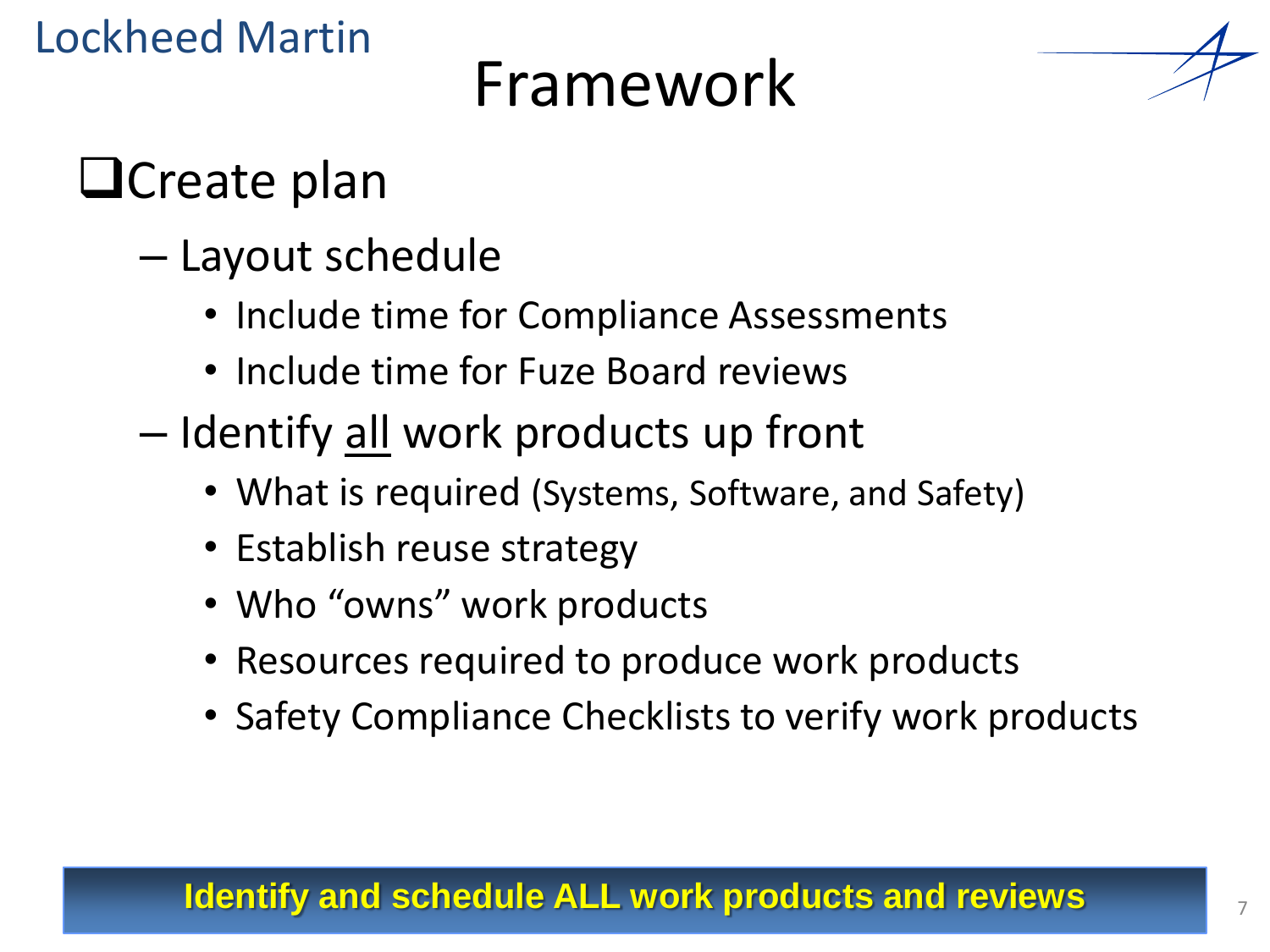# Framework

- [ ] Create plan
  - Layout schedule
    - Include time for Compliance Assessments
    - Include time for Fuze Board reviews
  - Identify <u>all</u> work products up front
    - What is required (Systems, Software, and Safety)
    - Establish reuse strategy
    - Who "owns" work products
    - Resources required to produce work products
    - Safety Compliance Checklists to verify work products

**Identify and schedule ALL work products and reviews**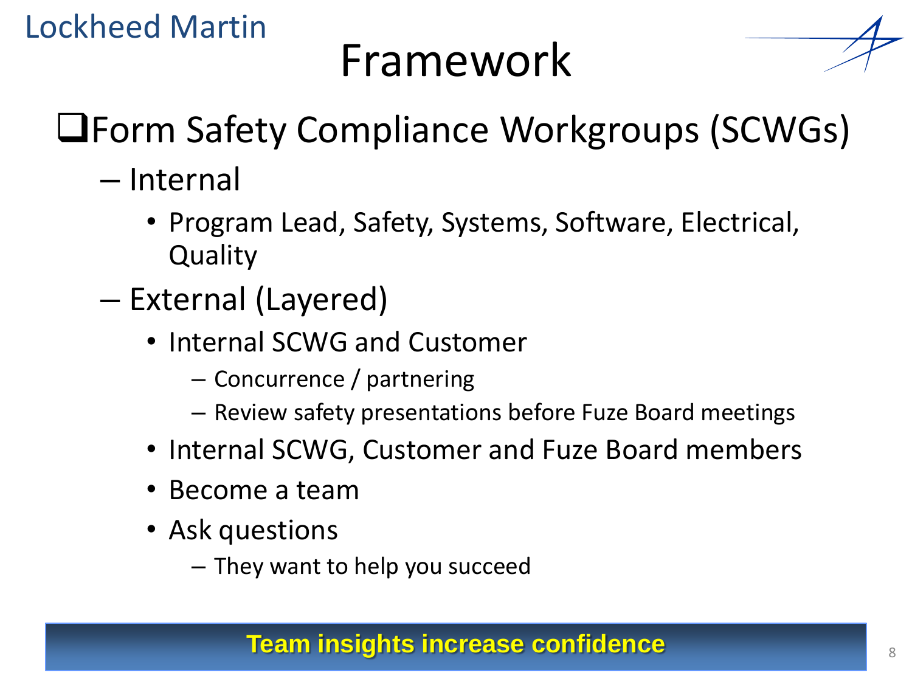# Framework

- Form Safety Compliance Workgroups (SCWGs)
  - Internal
    - Program Lead, Safety, Systems, Software, Electrical, Quality
  - External (Layered)
    - Internal SCWG and Customer
      - Concurrence / partnering
      - Review safety presentations before Fuze Board meetings
    - Internal SCWG, Customer and Fuze Board members
    - Become a team
    - Ask questions
      - They want to help you succeed

**Team insights increase confidence**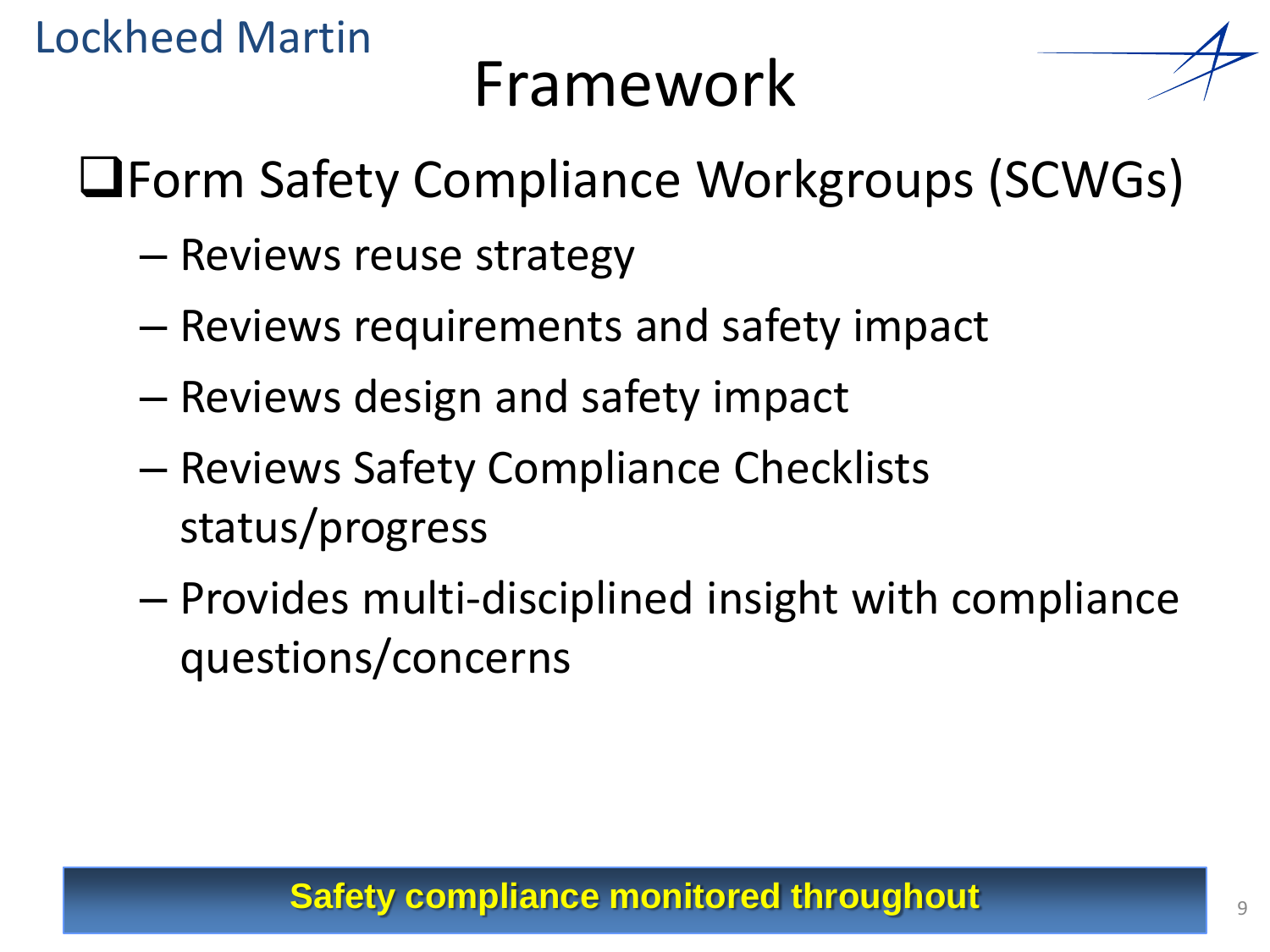# Framework

- Form Safety Compliance Workgroups (SCWGs)
  - Reviews reuse strategy
  - Reviews requirements and safety impact
  - Reviews design and safety impact
  - Reviews Safety Compliance Checklists status/progress
  - Provides multi-disciplined insight with compliance questions/concerns

**Safety compliance monitored throughout**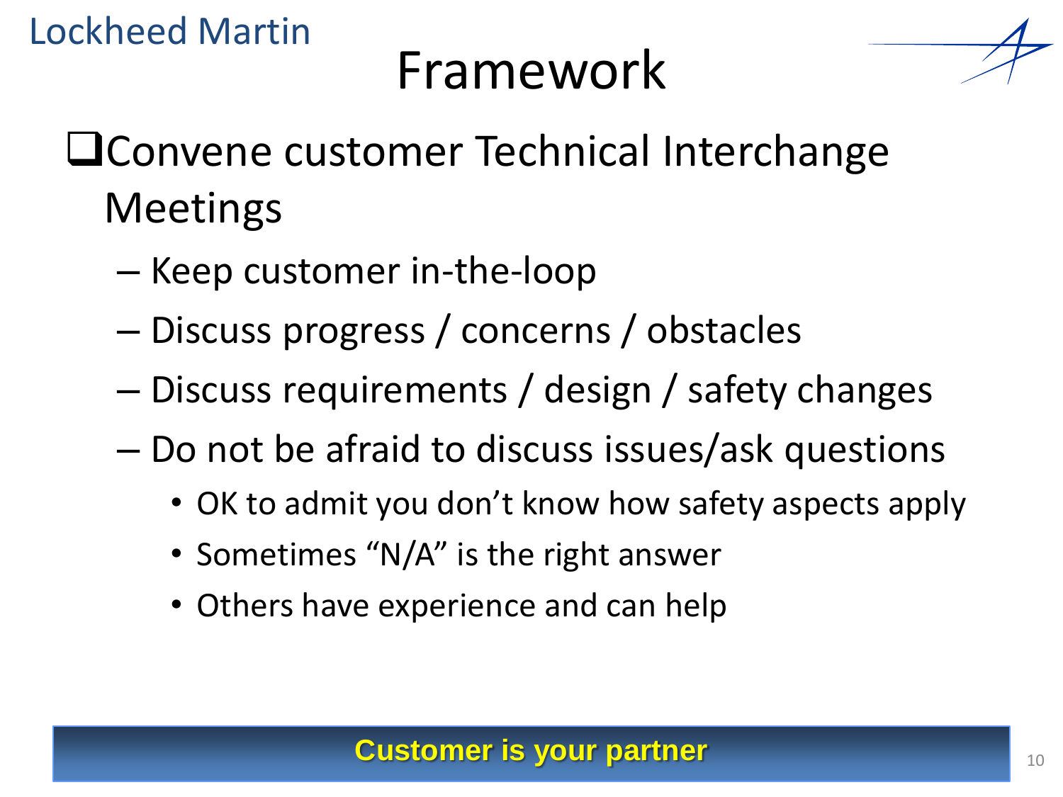# Framework

- Convene customer Technical Interchange Meetings
  - Keep customer in-the-loop
  - Discuss progress / concerns / obstacles
  - Discuss requirements / design / safety changes
  - Do not be afraid to discuss issues/ask questions
    - OK to admit you don't know how safety aspects apply
    - Sometimes "N/A" is the right answer
    - Others have experience and can help

**Customer is your partner**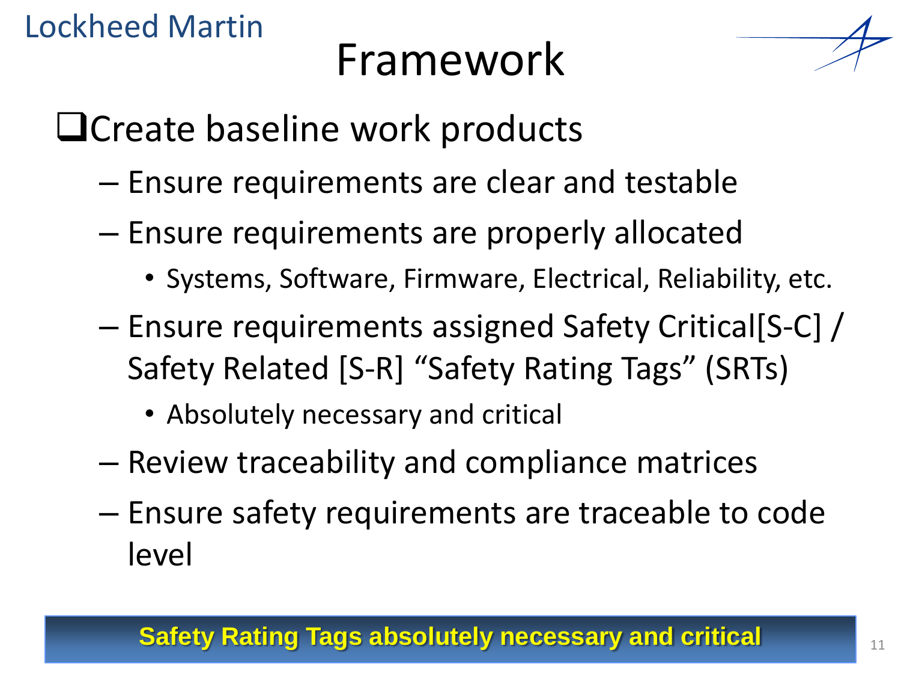# Framework

- Create baseline work products
  - Ensure requirements are clear and testable
  - Ensure requirements are properly allocated
    - Systems, Software, Firmware, Electrical, Reliability, etc.
  - Ensure requirements assigned Safety Critical[S-C] / Safety Related [S-R] "Safety Rating Tags" (SRTs)
    - Absolutely necessary and critical
  - Review traceability and compliance matrices
  - Ensure safety requirements are traceable to code level

**Safety Rating Tags absolutely necessary and critical**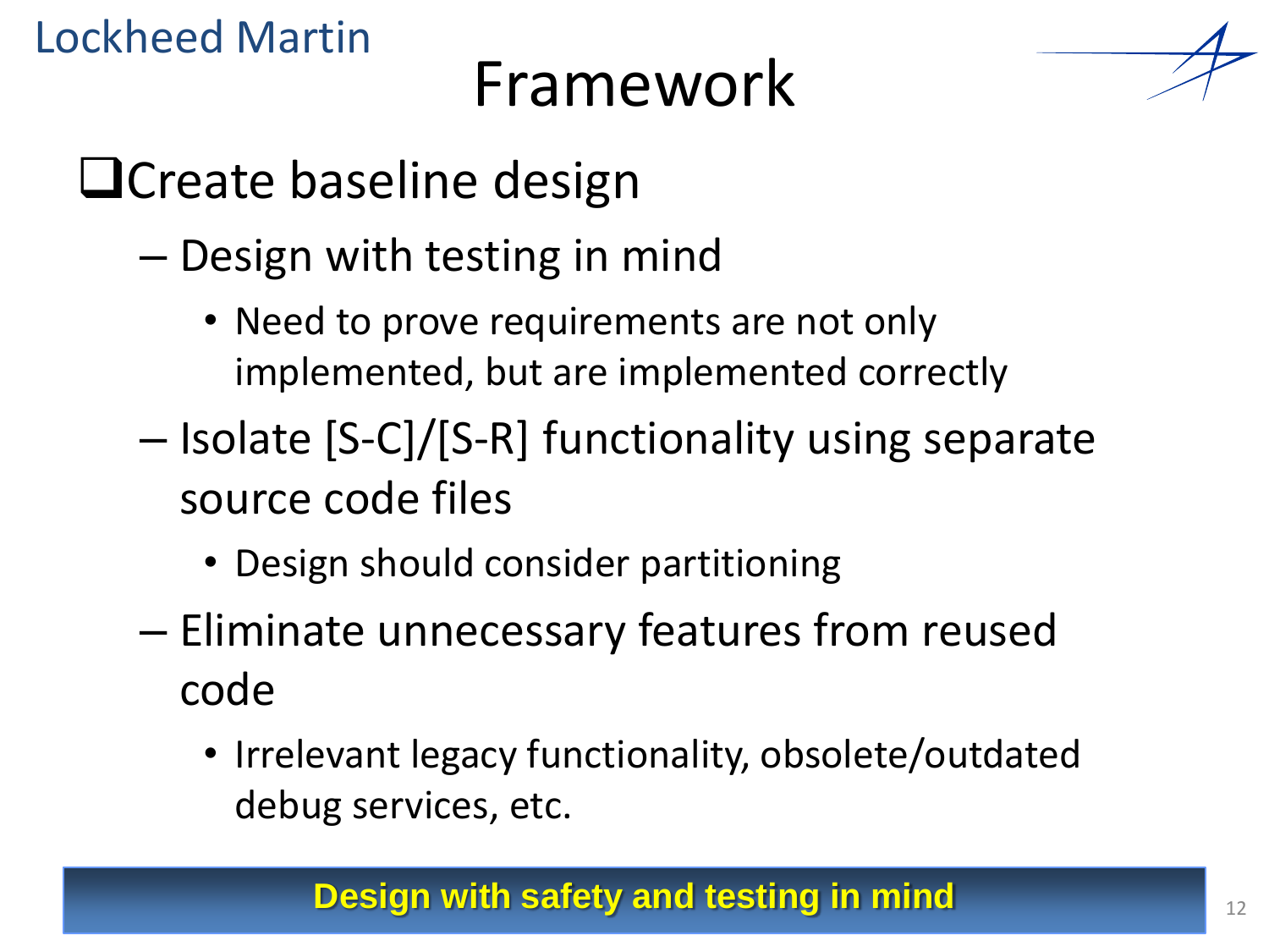# Framework

- Create baseline design
  - Design with testing in mind
    - Need to prove requirements are not only implemented, but are implemented correctly
  - Isolate [S-C]/[S-R] functionality using separate source code files
    - Design should consider partitioning
  - Eliminate unnecessary features from reused code
    - Irrelevant legacy functionality, obsolete/outdated debug services, etc.

**Design with safety and testing in mind**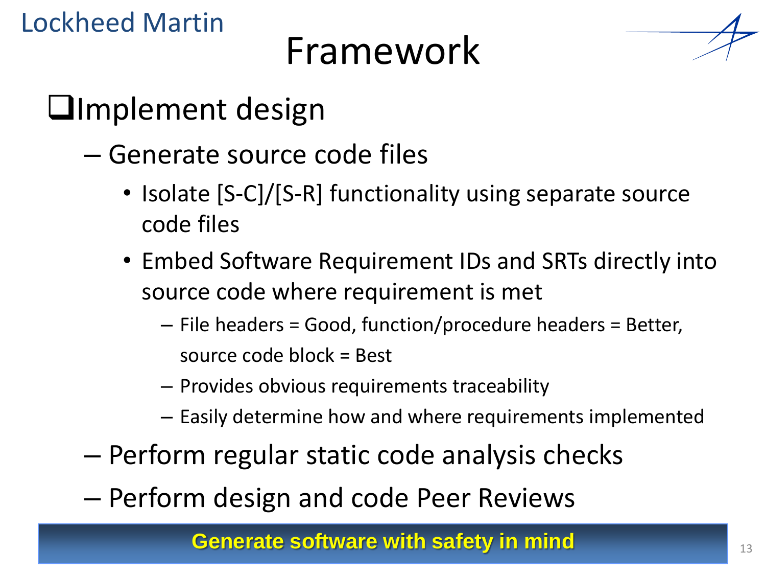# Framework

- Implement design
  - Generate source code files
    - Isolate [S-C]/[S-R] functionality using separate source code files
    - Embed Software Requirement IDs and SRTs directly into source code where requirement is met
      - File headers = Good, function/procedure headers = Better, source code block = Best
      - Provides obvious requirements traceability
      - Easily determine how and where requirements implemented
  - Perform regular static code analysis checks
  - Perform design and code Peer Reviews

**Generate software with safety in mind**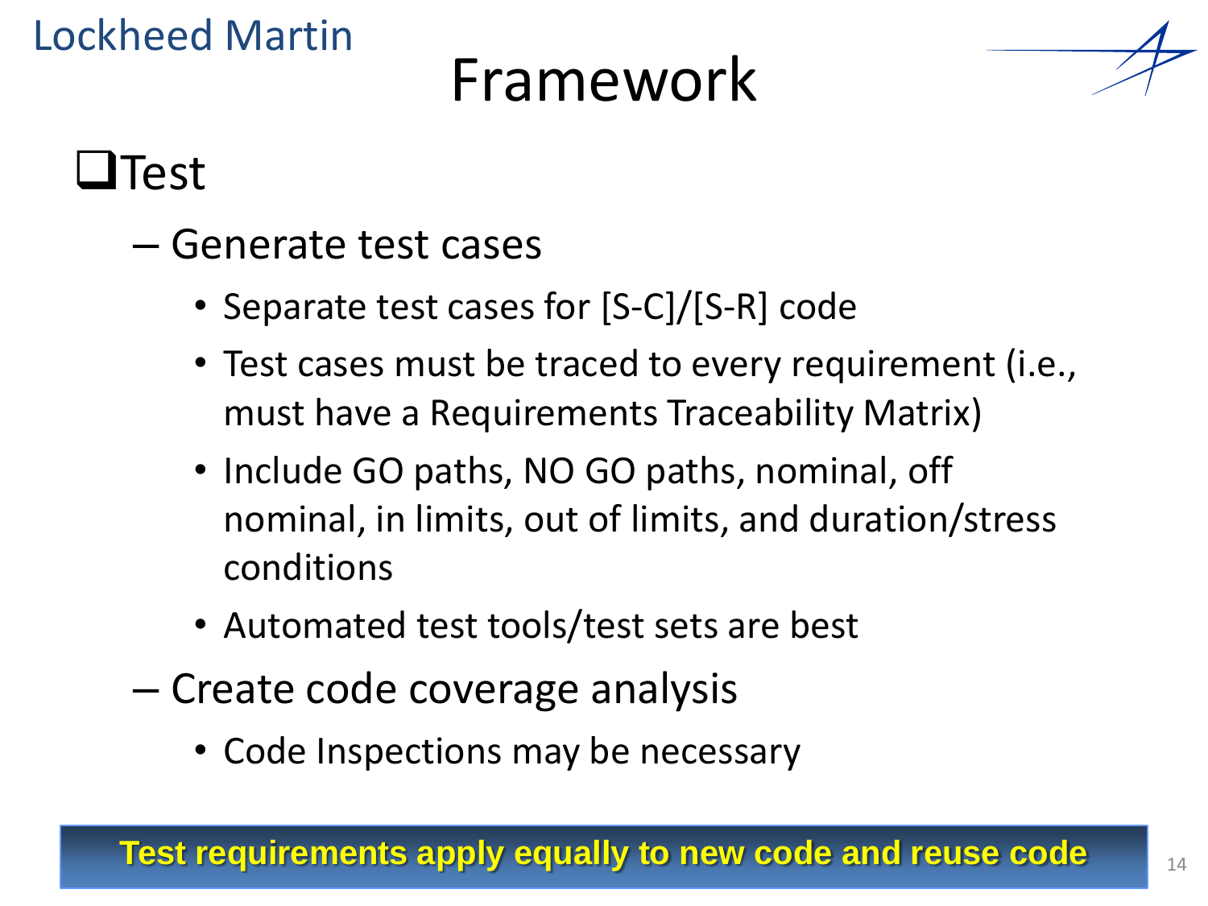# Framework

## Test

- Generate test cases
  - Separate test cases for [S-C]/[S-R] code
  - Test cases must be traced to every requirement (i.e., must have a Requirements Traceability Matrix)
  - Include GO paths, NO GO paths, nominal, off nominal, in limits, out of limits, and duration/stress conditions
  - Automated test tools/test sets are best
- Create code coverage analysis
  - Code Inspections may be necessary

**Test requirements apply equally to new code and reuse code**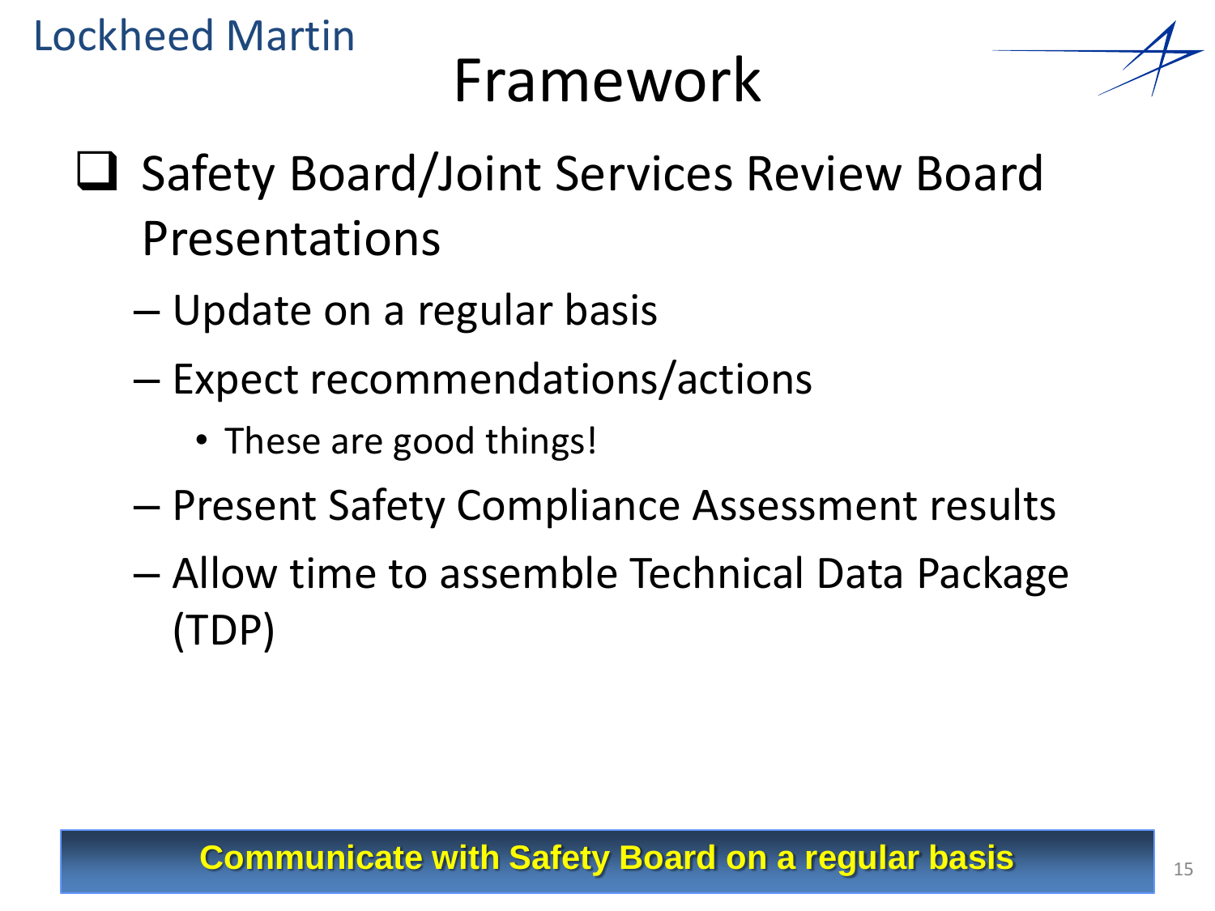# Framework

- Safety Board/Joint Services Review Board Presentations
  - Update on a regular basis
  - Expect recommendations/actions
    - These are good things!
  - Present Safety Compliance Assessment results
  - Allow time to assemble Technical Data Package (TDP)

**Communicate with Safety Board on a regular basis**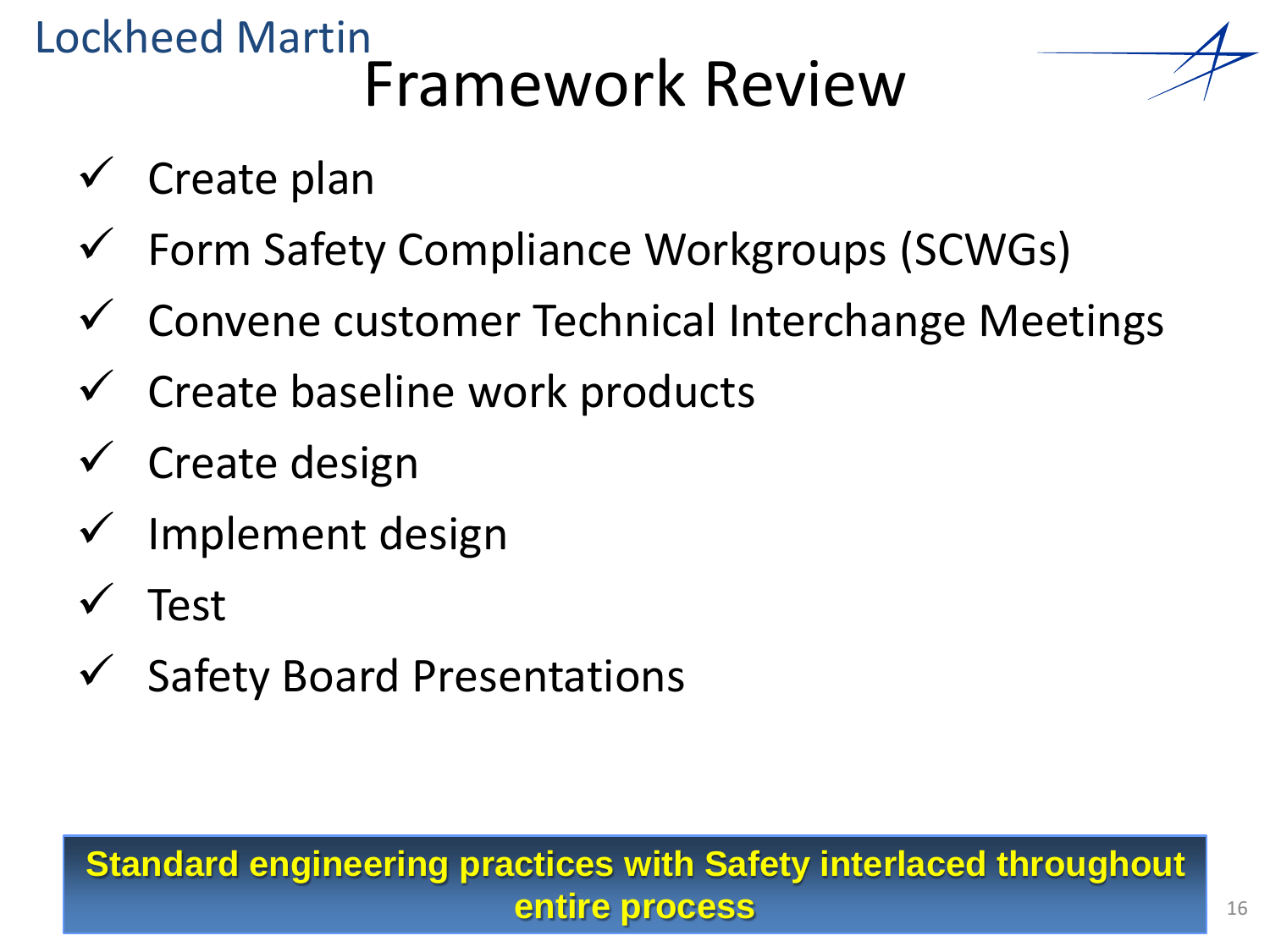Lockheed Martin

# Framework Review

- ✓ Create plan
- ✓ Form Safety Compliance Workgroups (SCWGs)
- ✓ Convene customer Technical Interchange Meetings
- ✓ Create baseline work products
- ✓ Create design
- ✓ Implement design
- ✓ Test
- ✓ Safety Board Presentations

**Standard engineering practices with Safety interlaced throughout entire process**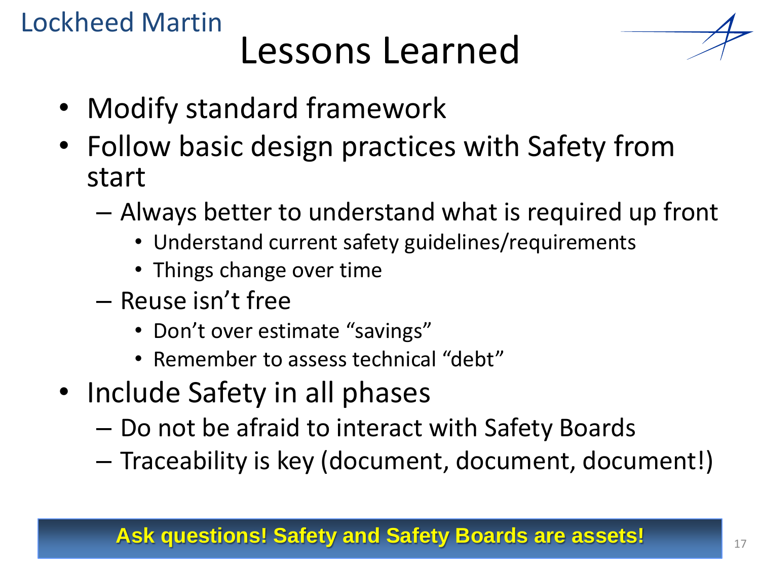# Lessons Learned

- Modify standard framework
- Follow basic design practices with Safety from start
  - Always better to understand what is required up front
    - Understand current safety guidelines/requirements
    - Things change over time
  - Reuse isn't free
    - Don't over estimate "savings"
    - Remember to assess technical "debt"
- Include Safety in all phases
  - Do not be afraid to interact with Safety Boards
  - Traceability is key (document, document, document!)

**Ask questions! Safety and Safety Boards are assets!**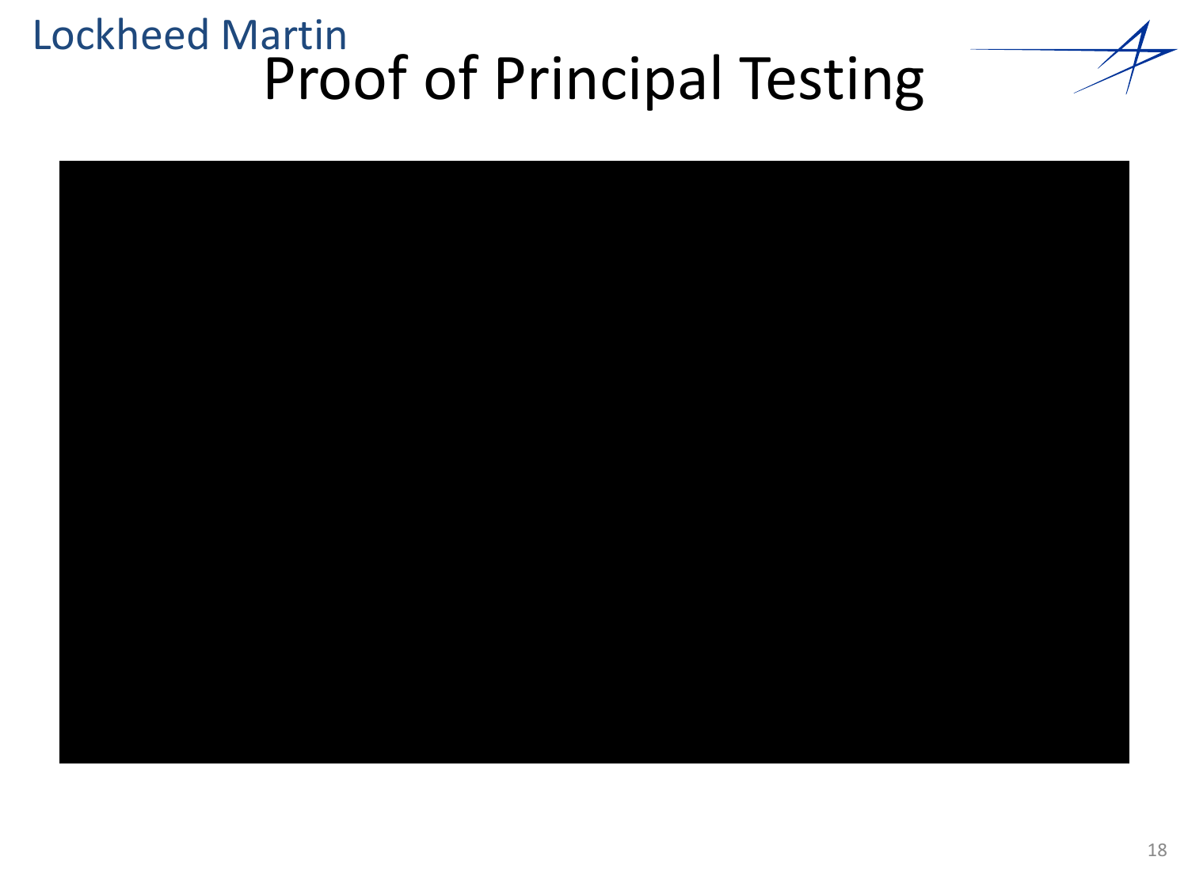# Proof of Principal Testing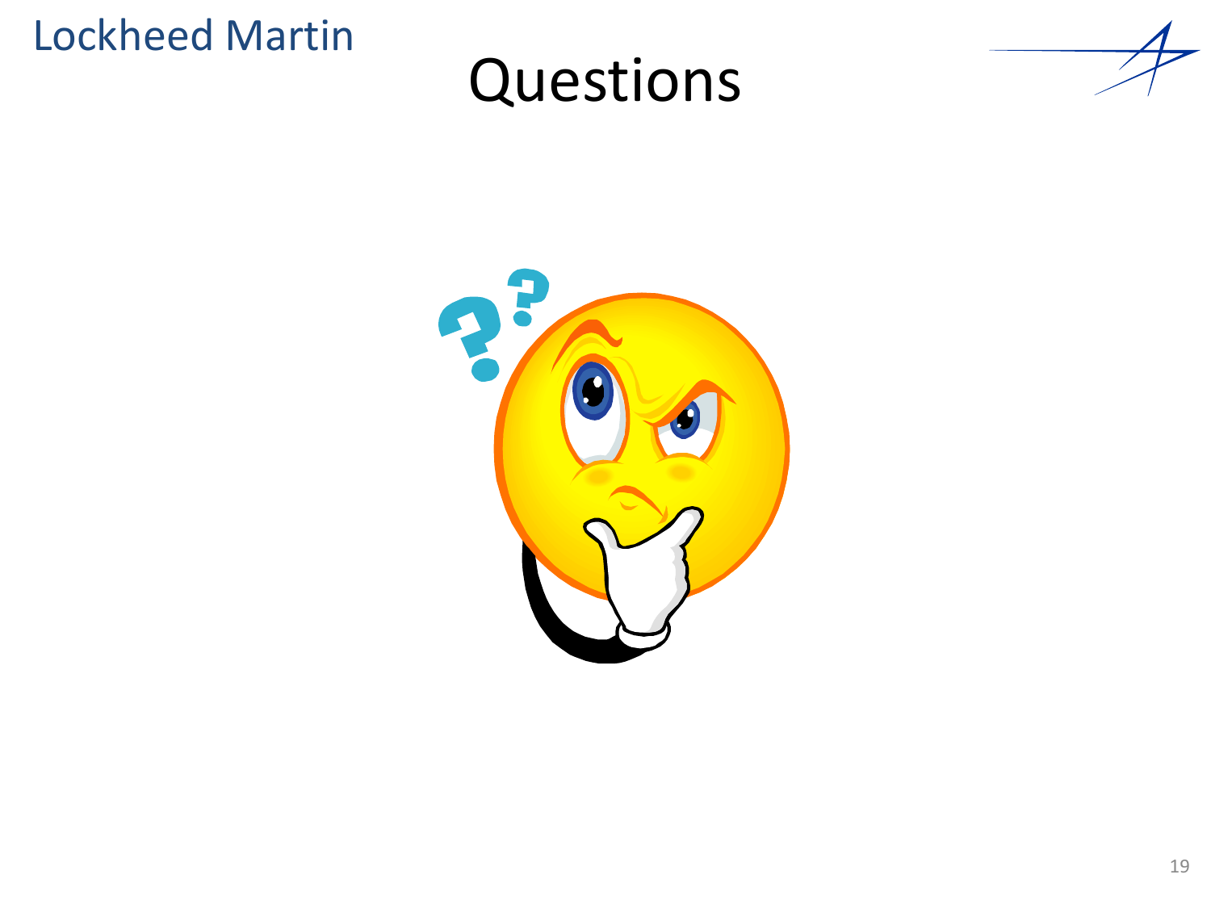# Questions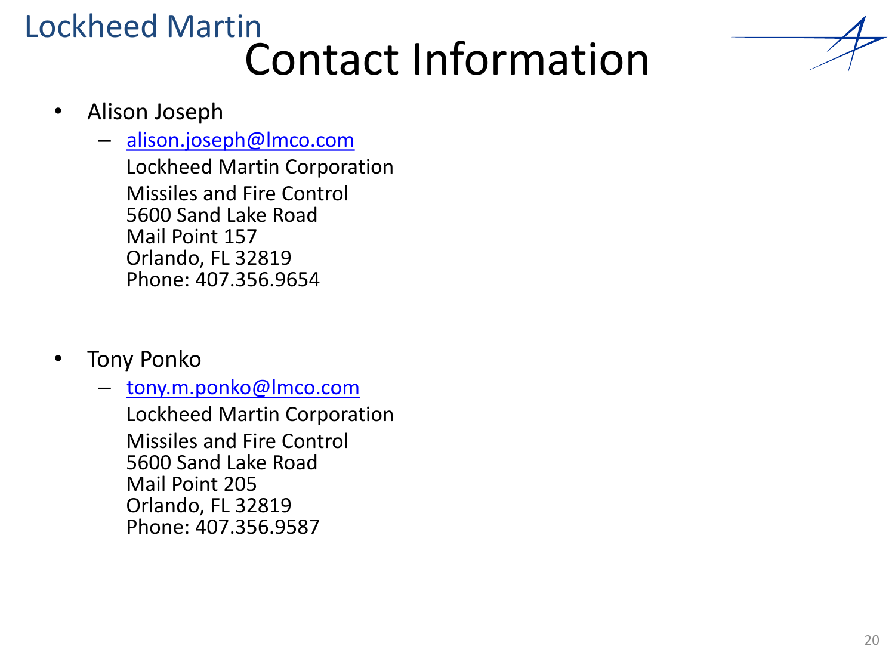Lockheed Martin

# Contact Information

- Alison Joseph
  - alison.joseph@lmco.com
    Lockheed Martin Corporation
    Missiles and Fire Control
    5600 Sand Lake Road
    Mail Point 157
    Orlando, FL 32819
    Phone: 407.356.9654

- Tony Ponko
  - tony.m.ponko@lmco.com
    Lockheed Martin Corporation
    Missiles and Fire Control
    5600 Sand Lake Road
    Mail Point 205
    Orlando, FL 32819
    Phone: 407.356.9587